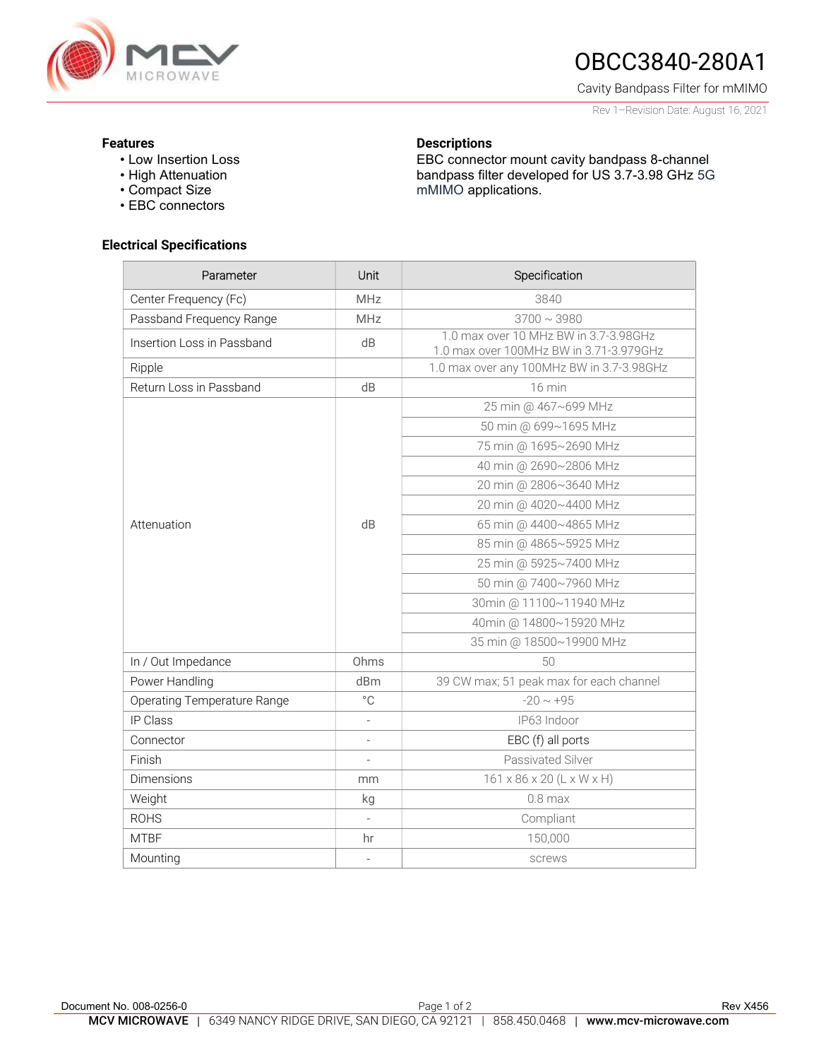# OBCC3840-280A1

Cavity Bandpass Filter for mMIMO

Rev 1–Revision Date: August 16, 2021

### Features

- Low Insertion Loss
- High Attenuation
- Compact Size
- EBC connectors

### Descriptions

EBC connector mount cavity bandpass 8-channel bandpass filter developed for US 3.7-3.98 GHz 5G mMIMO applications.

### Electrical Specifications

| Parameter | Unit | Specification |
|---|---|---|
| Center Frequency (Fc) | MHz | 3840 |
| Passband Frequency Range | MHz | 3700 ~ 3980 |
| Insertion Loss in Passband | dB | 1.0 max over 10 MHz BW in 3.7-3.98GHz<br>1.0 max over 100MHz BW in 3.71-3.979GHz |
| Ripple | | 1.0 max over any 100MHz BW in 3.7-3.98GHz |
| Return Loss in Passband | dB | 16 min |
| Attenuation | dB | 25 min @ 467~699 MHz |
| | | 50 min @ 699~1695 MHz |
| | | 75 min @ 1695~2690 MHz |
| | | 40 min @ 2690~2806 MHz |
| | | 20 min @ 2806~3640 MHz |
| | | 20 min @ 4020~4400 MHz |
| | | 65 min @ 4400~4865 MHz |
| | | 85 min @ 4865~5925 MHz |
| | | 25 min @ 5925~7400 MHz |
| | | 50 min @ 7400~7960 MHz |
| | | 30min @ 11100~11940 MHz |
| | | 40min @ 14800~15920 MHz |
| | | 35 min @ 18500~19900 MHz |
| In / Out Impedance | Ohms | 50 |
| Power Handling | dBm | 39 CW max; 51 peak max for each channel |
| Operating Temperature Range | °C | -20 ~ +95 |
| IP Class | - | IP63 Indoor |
| Connector | - | EBC (f) all ports |
| Finish | - | Passivated Silver |
| Dimensions | mm | 161 x 86 x 20 (L x W x H) |
| Weight | kg | 0.8 max |
| ROHS | - | Compliant |
| MTBF | hr | 150,000 |
| Mounting | - | screws |

Document No. 008-0256-0 Rev X456

**MCV MICROWAVE** | 6349 NANCY RIDGE DRIVE, SAN DIEGO, CA 92121 | 858.450.0468 | **www.mcv-microwave.com**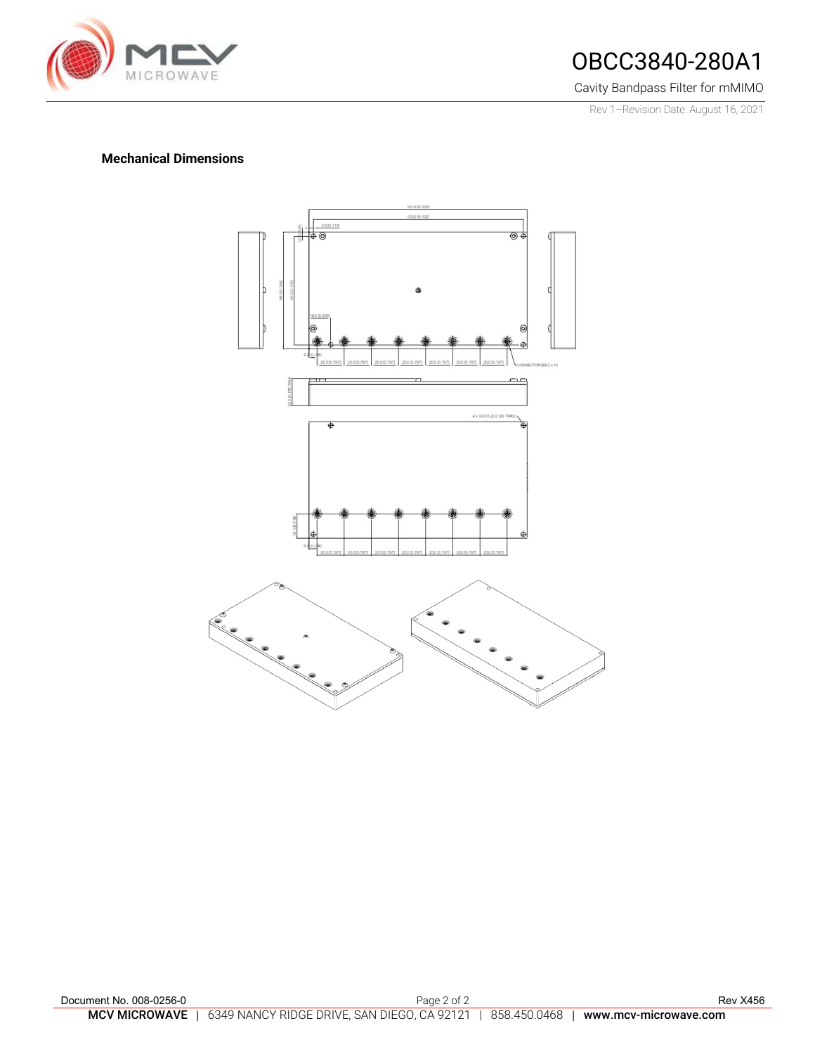## Mechanical Dimensions

161.0 [6.339]

155.0 [6.102]

3.0 [0.118]

16.0 [0.630]

6.0 [0.236]

20.0 [0.787]

CONNECTOR,BBC x 16

4 x DIA 3.2 [0.126] THRU